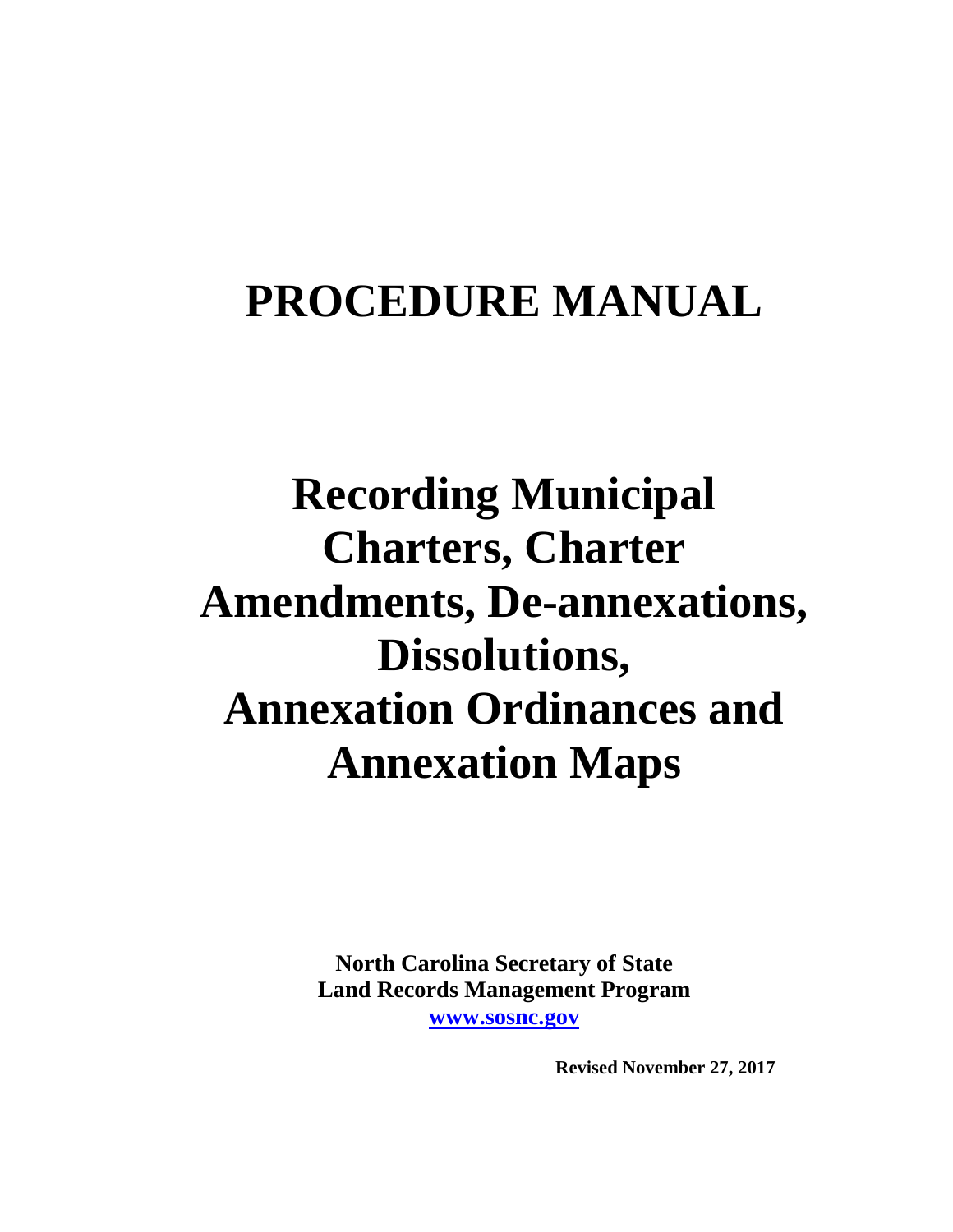# PROCEDURE MANUAL

# Recording Municipal Charters, Charter Amendments, De-annexations, Dissolutions, Annexation Ordinances and Annexation Maps

**North Carolina Secretary of State**
**Land Records Management Program**
**[www.sosnc.gov](http://www.sosnc.gov)**

**Revised November 27, 2017**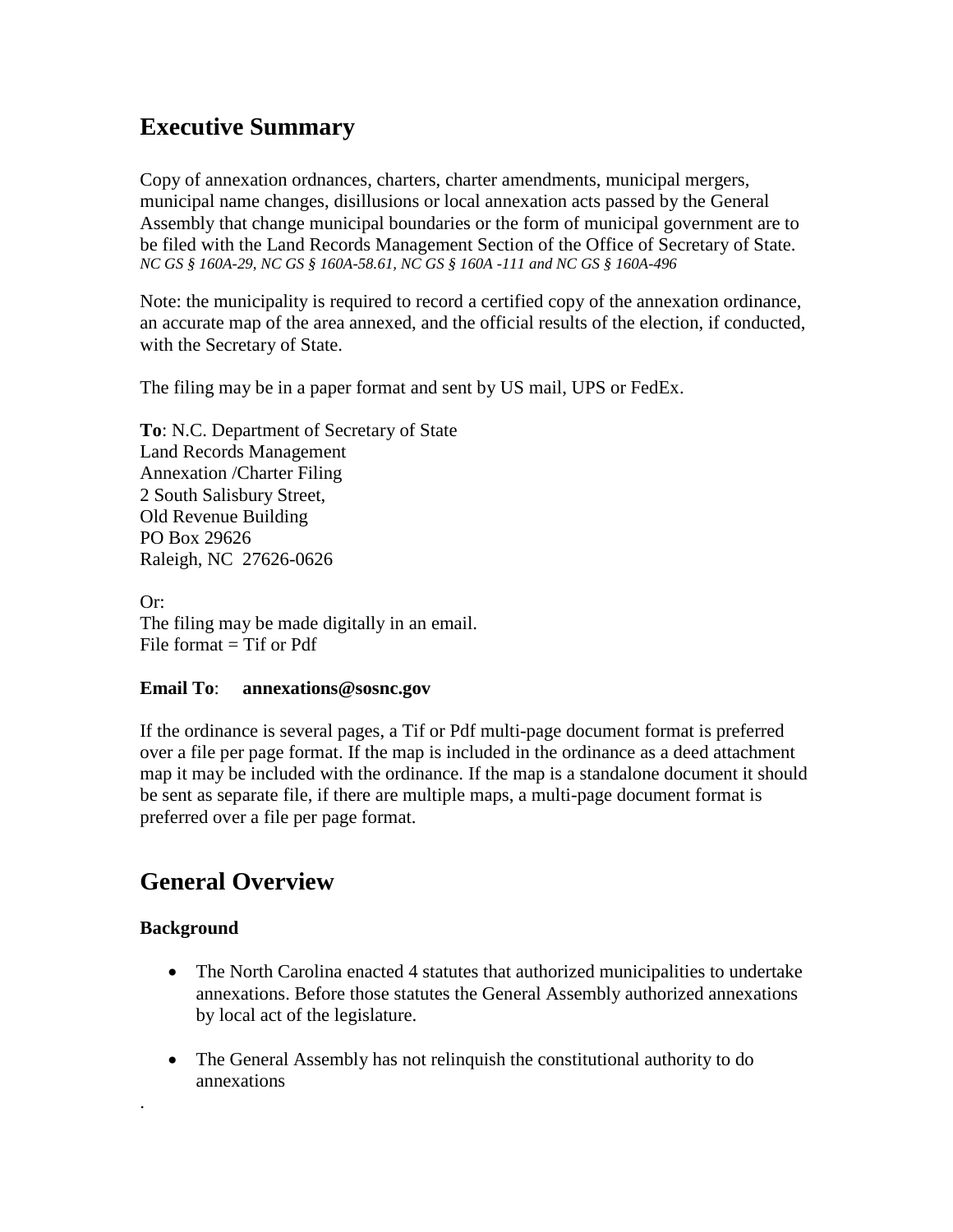## Executive Summary

Copy of annexation ordnances, charters, charter amendments, municipal mergers, municipal name changes, disillusions or local annexation acts passed by the General Assembly that change municipal boundaries or the form of municipal government are to be filed with the Land Records Management Section of the Office of Secretary of State.
*NC GS § 160A-29, NC GS § 160A-58.61, NC GS § 160A -111 and NC GS § 160A-496*

Note: the municipality is required to record a certified copy of the annexation ordinance, an accurate map of the area annexed, and the official results of the election, if conducted, with the Secretary of State.

The filing may be in a paper format and sent by US mail, UPS or FedEx.

**To**: N.C. Department of Secretary of State
Land Records Management
Annexation /Charter Filing
2 South Salisbury Street,
Old Revenue Building
PO Box 29626
Raleigh, NC 27626-0626

Or:
The filing may be made digitally in an email.
File format = Tif or Pdf

**Email To**: **annexations@sosnc.gov**

If the ordinance is several pages, a Tif or Pdf multi-page document format is preferred over a file per page format. If the map is included in the ordinance as a deed attachment map it may be included with the ordinance. If the map is a standalone document it should be sent as separate file, if there are multiple maps, a multi-page document format is preferred over a file per page format.

## General Overview

### Background

- The North Carolina enacted 4 statutes that authorized municipalities to undertake annexations. Before those statutes the General Assembly authorized annexations by local act of the legislature.
- The General Assembly has not relinquish the constitutional authority to do annexations

.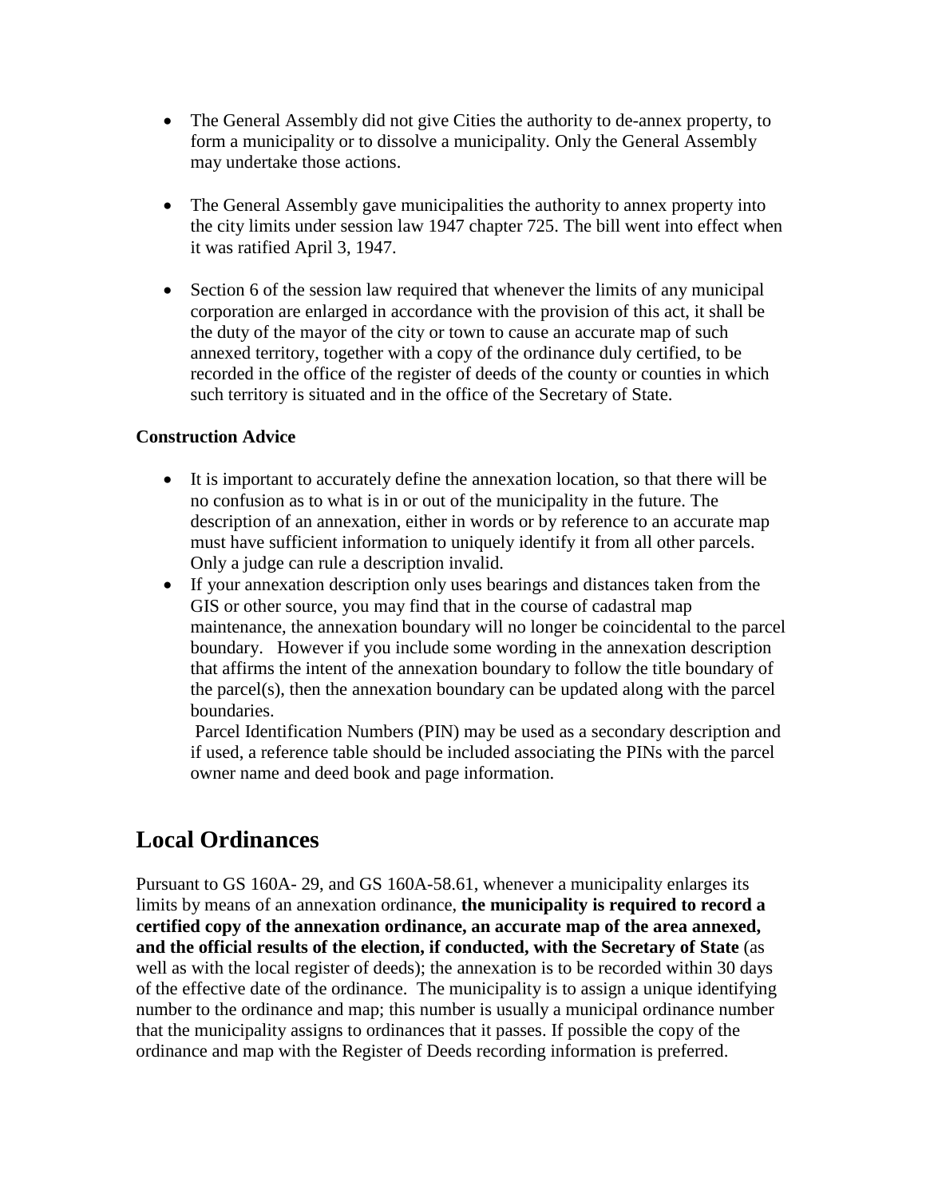- The General Assembly did not give Cities the authority to de-annex property, to form a municipality or to dissolve a municipality. Only the General Assembly may undertake those actions.

- The General Assembly gave municipalities the authority to annex property into the city limits under session law 1947 chapter 725. The bill went into effect when it was ratified April 3, 1947.

- Section 6 of the session law required that whenever the limits of any municipal corporation are enlarged in accordance with the provision of this act, it shall be the duty of the mayor of the city or town to cause an accurate map of such annexed territory, together with a copy of the ordinance duly certified, to be recorded in the office of the register of deeds of the county or counties in which such territory is situated and in the office of the Secretary of State.

**Construction Advice**

- It is important to accurately define the annexation location, so that there will be no confusion as to what is in or out of the municipality in the future. The description of an annexation, either in words or by reference to an accurate map must have sufficient information to uniquely identify it from all other parcels. Only a judge can rule a description invalid.
- If your annexation description only uses bearings and distances taken from the GIS or other source, you may find that in the course of cadastral map maintenance, the annexation boundary will no longer be coincidental to the parcel boundary. However if you include some wording in the annexation description that affirms the intent of the annexation boundary to follow the title boundary of the parcel(s), then the annexation boundary can be updated along with the parcel boundaries.
  Parcel Identification Numbers (PIN) may be used as a secondary description and if used, a reference table should be included associating the PINs with the parcel owner name and deed book and page information.

## Local Ordinances

Pursuant to GS 160A- 29, and GS 160A-58.61, whenever a municipality enlarges its limits by means of an annexation ordinance, **the municipality is required to record a certified copy of the annexation ordinance, an accurate map of the area annexed, and the official results of the election, if conducted, with the Secretary of State** (as well as with the local register of deeds); the annexation is to be recorded within 30 days of the effective date of the ordinance. The municipality is to assign a unique identifying number to the ordinance and map; this number is usually a municipal ordinance number that the municipality assigns to ordinances that it passes. If possible the copy of the ordinance and map with the Register of Deeds recording information is preferred.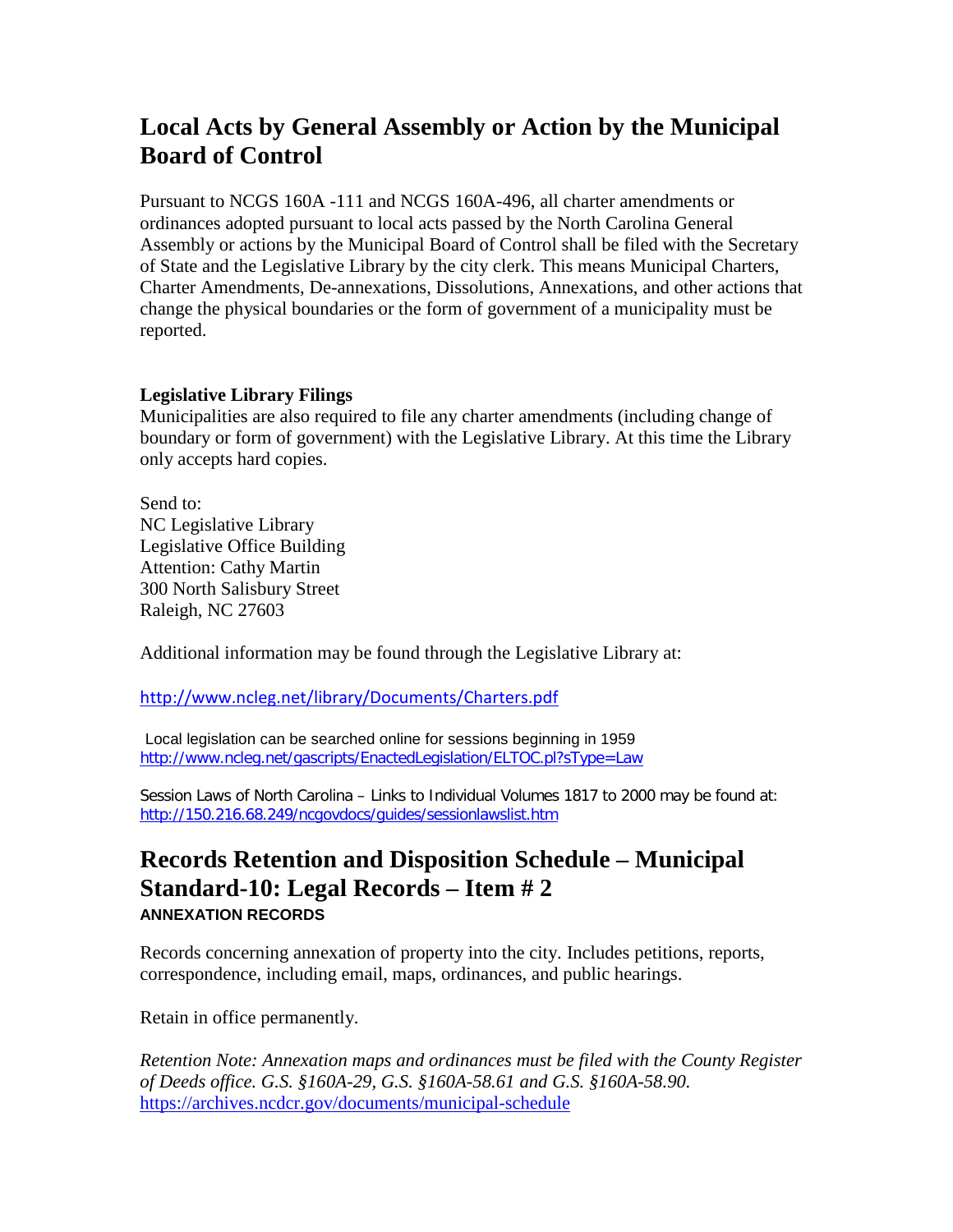## Local Acts by General Assembly or Action by the Municipal Board of Control

Pursuant to NCGS 160A -111 and NCGS 160A-496, all charter amendments or ordinances adopted pursuant to local acts passed by the North Carolina General Assembly or actions by the Municipal Board of Control shall be filed with the Secretary of State and the Legislative Library by the city clerk. This means Municipal Charters, Charter Amendments, De-annexations, Dissolutions, Annexations, and other actions that change the physical boundaries or the form of government of a municipality must be reported.

**Legislative Library Filings**

Municipalities are also required to file any charter amendments (including change of boundary or form of government) with the Legislative Library. At this time the Library only accepts hard copies.

Send to:
NC Legislative Library
Legislative Office Building
Attention: Cathy Martin
300 North Salisbury Street
Raleigh, NC 27603

Additional information may be found through the Legislative Library at:

http://www.ncleg.net/library/Documents/Charters.pdf

Local legislation can be searched online for sessions beginning in 1959
http://www.ncleg.net/gascripts/EnactedLegislation/ELTOC.pl?sType=Law

Session Laws of North Carolina – Links to Individual Volumes 1817 to 2000 may be found at:
http://150.216.68.249/ncgovdocs/guides/sessionlawslist.htm

## Records Retention and Disposition Schedule – Municipal Standard-10: Legal Records – Item # 2

**ANNEXATION RECORDS**

Records concerning annexation of property into the city. Includes petitions, reports, correspondence, including email, maps, ordinances, and public hearings.

Retain in office permanently.

*Retention Note: Annexation maps and ordinances must be filed with the County Register of Deeds office. G.S. §160A-29, G.S. §160A-58.61 and G.S. §160A-58.90.*
https://archives.ncdcr.gov/documents/municipal-schedule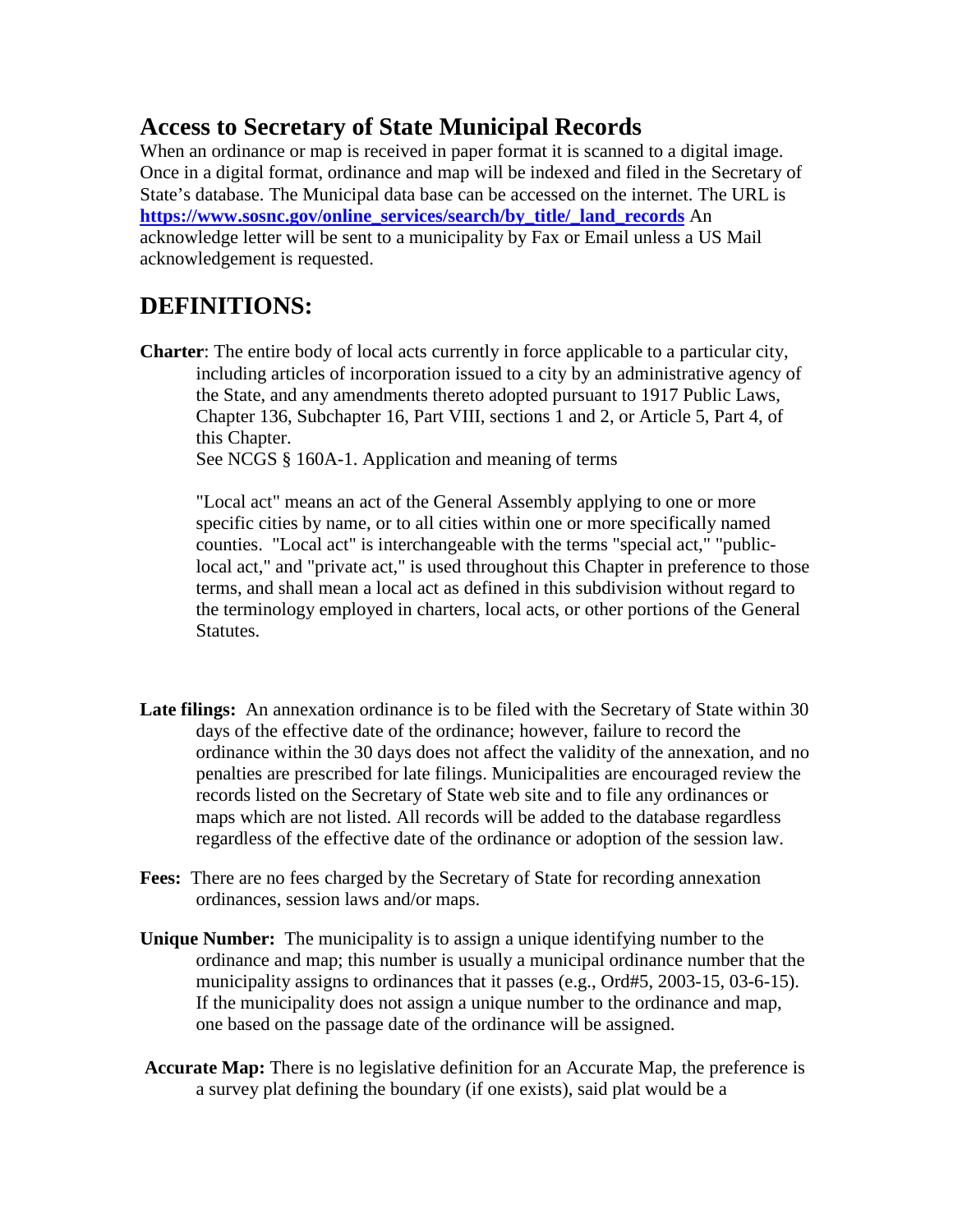## Access to Secretary of State Municipal Records

When an ordinance or map is received in paper format it is scanned to a digital image. Once in a digital format, ordinance and map will be indexed and filed in the Secretary of State's database. The Municipal data base can be accessed on the internet. The URL is **https://www.sosnc.gov/online_services/search/by_title/_land_records** An acknowledge letter will be sent to a municipality by Fax or Email unless a US Mail acknowledgement is requested.

## DEFINITIONS:

**Charter**: The entire body of local acts currently in force applicable to a particular city, including articles of incorporation issued to a city by an administrative agency of the State, and any amendments thereto adopted pursuant to 1917 Public Laws, Chapter 136, Subchapter 16, Part VIII, sections 1 and 2, or Article 5, Part 4, of this Chapter.
See NCGS § 160A-1. Application and meaning of terms

"Local act" means an act of the General Assembly applying to one or more specific cities by name, or to all cities within one or more specifically named counties. "Local act" is interchangeable with the terms "special act," "public-local act," and "private act," is used throughout this Chapter in preference to those terms, and shall mean a local act as defined in this subdivision without regard to the terminology employed in charters, local acts, or other portions of the General Statutes.

**Late filings:** An annexation ordinance is to be filed with the Secretary of State within 30 days of the effective date of the ordinance; however, failure to record the ordinance within the 30 days does not affect the validity of the annexation, and no penalties are prescribed for late filings. Municipalities are encouraged review the records listed on the Secretary of State web site and to file any ordinances or maps which are not listed. All records will be added to the database regardless regardless of the effective date of the ordinance or adoption of the session law.

**Fees:** There are no fees charged by the Secretary of State for recording annexation ordinances, session laws and/or maps.

**Unique Number:** The municipality is to assign a unique identifying number to the ordinance and map; this number is usually a municipal ordinance number that the municipality assigns to ordinances that it passes (e.g., Ord#5, 2003-15, 03-6-15). If the municipality does not assign a unique number to the ordinance and map, one based on the passage date of the ordinance will be assigned.

**Accurate Map:** There is no legislative definition for an Accurate Map, the preference is a survey plat defining the boundary (if one exists), said plat would be a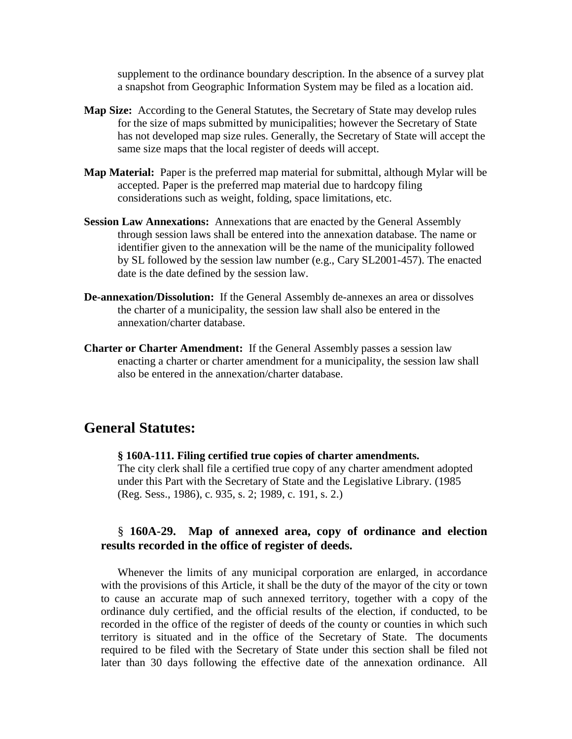supplement to the ordinance boundary description. In the absence of a survey plat a snapshot from Geographic Information System may be filed as a location aid.

**Map Size:** According to the General Statutes, the Secretary of State may develop rules for the size of maps submitted by municipalities; however the Secretary of State has not developed map size rules. Generally, the Secretary of State will accept the same size maps that the local register of deeds will accept.

**Map Material:** Paper is the preferred map material for submittal, although Mylar will be accepted. Paper is the preferred map material due to hardcopy filing considerations such as weight, folding, space limitations, etc.

**Session Law Annexations:** Annexations that are enacted by the General Assembly through session laws shall be entered into the annexation database. The name or identifier given to the annexation will be the name of the municipality followed by SL followed by the session law number (e.g., Cary SL2001-457). The enacted date is the date defined by the session law.

**De-annexation/Dissolution:** If the General Assembly de-annexes an area or dissolves the charter of a municipality, the session law shall also be entered in the annexation/charter database.

**Charter or Charter Amendment:** If the General Assembly passes a session law enacting a charter or charter amendment for a municipality, the session law shall also be entered in the annexation/charter database.

## General Statutes:

**§ 160A-111. Filing certified true copies of charter amendments.**
The city clerk shall file a certified true copy of any charter amendment adopted under this Part with the Secretary of State and the Legislative Library. (1985 (Reg. Sess., 1986), c. 935, s. 2; 1989, c. 191, s. 2.)

### § 160A-29. Map of annexed area, copy of ordinance and election results recorded in the office of register of deeds.

Whenever the limits of any municipal corporation are enlarged, in accordance with the provisions of this Article, it shall be the duty of the mayor of the city or town to cause an accurate map of such annexed territory, together with a copy of the ordinance duly certified, and the official results of the election, if conducted, to be recorded in the office of the register of deeds of the county or counties in which such territory is situated and in the office of the Secretary of State. The documents required to be filed with the Secretary of State under this section shall be filed not later than 30 days following the effective date of the annexation ordinance. All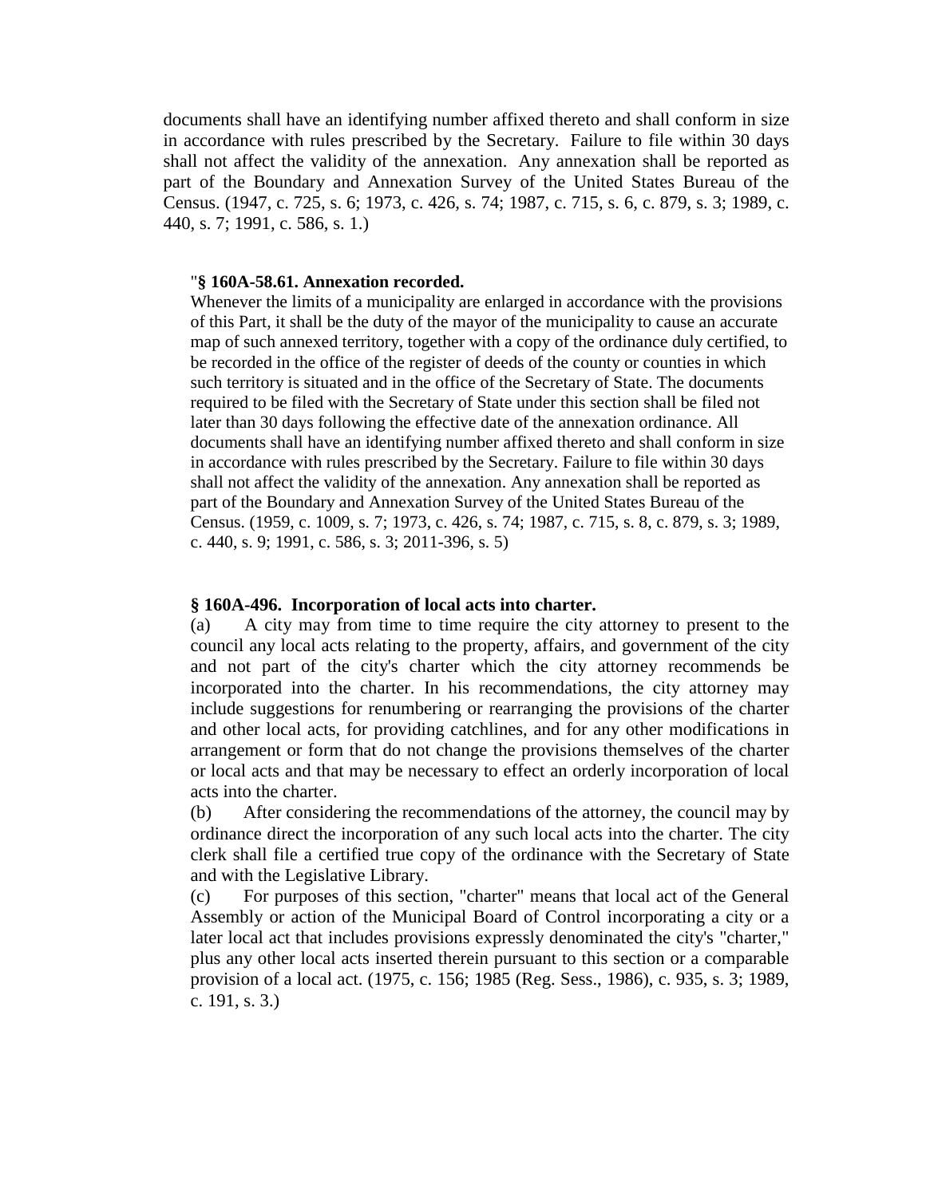documents shall have an identifying number affixed thereto and shall conform in size in accordance with rules prescribed by the Secretary. Failure to file within 30 days shall not affect the validity of the annexation. Any annexation shall be reported as part of the Boundary and Annexation Survey of the United States Bureau of the Census. (1947, c. 725, s. 6; 1973, c. 426, s. 74; 1987, c. 715, s. 6, c. 879, s. 3; 1989, c. 440, s. 7; 1991, c. 586, s. 1.)

"**§ 160A-58.61. Annexation recorded.**

Whenever the limits of a municipality are enlarged in accordance with the provisions of this Part, it shall be the duty of the mayor of the municipality to cause an accurate map of such annexed territory, together with a copy of the ordinance duly certified, to be recorded in the office of the register of deeds of the county or counties in which such territory is situated and in the office of the Secretary of State. The documents required to be filed with the Secretary of State under this section shall be filed not later than 30 days following the effective date of the annexation ordinance. All documents shall have an identifying number affixed thereto and shall conform in size in accordance with rules prescribed by the Secretary. Failure to file within 30 days shall not affect the validity of the annexation. Any annexation shall be reported as part of the Boundary and Annexation Survey of the United States Bureau of the Census. (1959, c. 1009, s. 7; 1973, c. 426, s. 74; 1987, c. 715, s. 8, c. 879, s. 3; 1989, c. 440, s. 9; 1991, c. 586, s. 3; 2011-396, s. 5)

**§ 160A-496. Incorporation of local acts into charter.**

(a) A city may from time to time require the city attorney to present to the council any local acts relating to the property, affairs, and government of the city and not part of the city's charter which the city attorney recommends be incorporated into the charter. In his recommendations, the city attorney may include suggestions for renumbering or rearranging the provisions of the charter and other local acts, for providing catchlines, and for any other modifications in arrangement or form that do not change the provisions themselves of the charter or local acts and that may be necessary to effect an orderly incorporation of local acts into the charter.

(b) After considering the recommendations of the attorney, the council may by ordinance direct the incorporation of any such local acts into the charter. The city clerk shall file a certified true copy of the ordinance with the Secretary of State and with the Legislative Library.

(c) For purposes of this section, "charter" means that local act of the General Assembly or action of the Municipal Board of Control incorporating a city or a later local act that includes provisions expressly denominated the city's "charter," plus any other local acts inserted therein pursuant to this section or a comparable provision of a local act. (1975, c. 156; 1985 (Reg. Sess., 1986), c. 935, s. 3; 1989, c. 191, s. 3.)